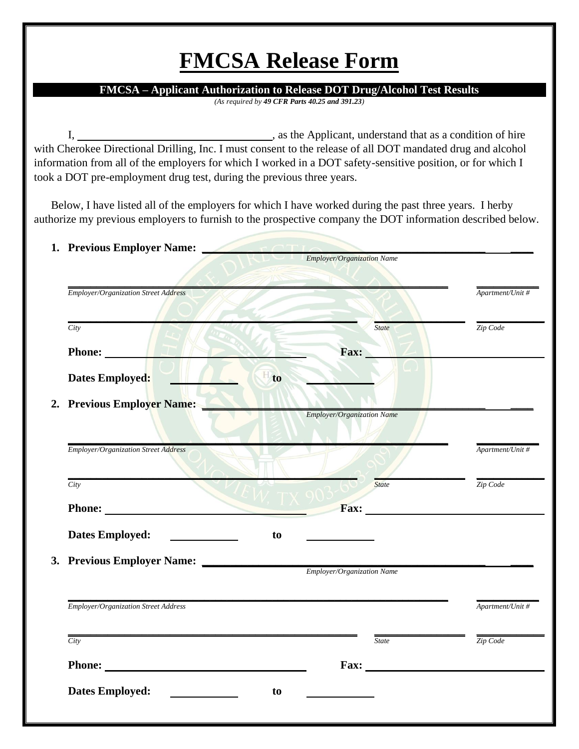# FMCSA Release Form

**FMCSA – Applicant Authorization to Release DOT Drug/Alcohol Test Results**

*(As required by* ***49 CFR Parts 40.25 and 391.23****)*

I, ________________________________, as the Applicant, understand that as a condition of hire with Cherokee Directional Drilling, Inc. I must consent to the release of all DOT mandated drug and alcohol information from all of the employers for which I worked in a DOT safety-sensitive position, or for which I took a DOT pre-employment drug test, during the previous three years.

Below, I have listed all of the employers for which I have worked during the past three years. I herby authorize my previous employers to furnish to the prospective company the DOT information described below.

1. **Previous Employer Name:** ________________________________
   *Employer/Organization Name*

   ________________________________ ____________
   *Employer/Organization Street Address* *Apartment/Unit #*

   ________________________________ ____________ ____________
   *City* *State* *Zip Code*

   **Phone:** ____________________ **Fax:** ____________________

   **Dates Employed:** ____________ **to** ____________

2. **Previous Employer Name:** ________________________________
   *Employer/Organization Name*

   ________________________________ ____________
   *Employer/Organization Street Address* *Apartment/Unit #*

   ________________________________ ____________ ____________
   *City* *State* *Zip Code*

   **Phone:** ____________________ **Fax:** ____________________

   **Dates Employed:** ____________ **to** ____________

3. **Previous Employer Name:** ________________________________
   *Employer/Organization Name*

   ________________________________ ____________
   *Employer/Organization Street Address* *Apartment/Unit #*

   ________________________________ ____________ ____________
   *City* *State* *Zip Code*

   **Phone:** ____________________ **Fax:** ____________________

   **Dates Employed:** ____________ **to** ____________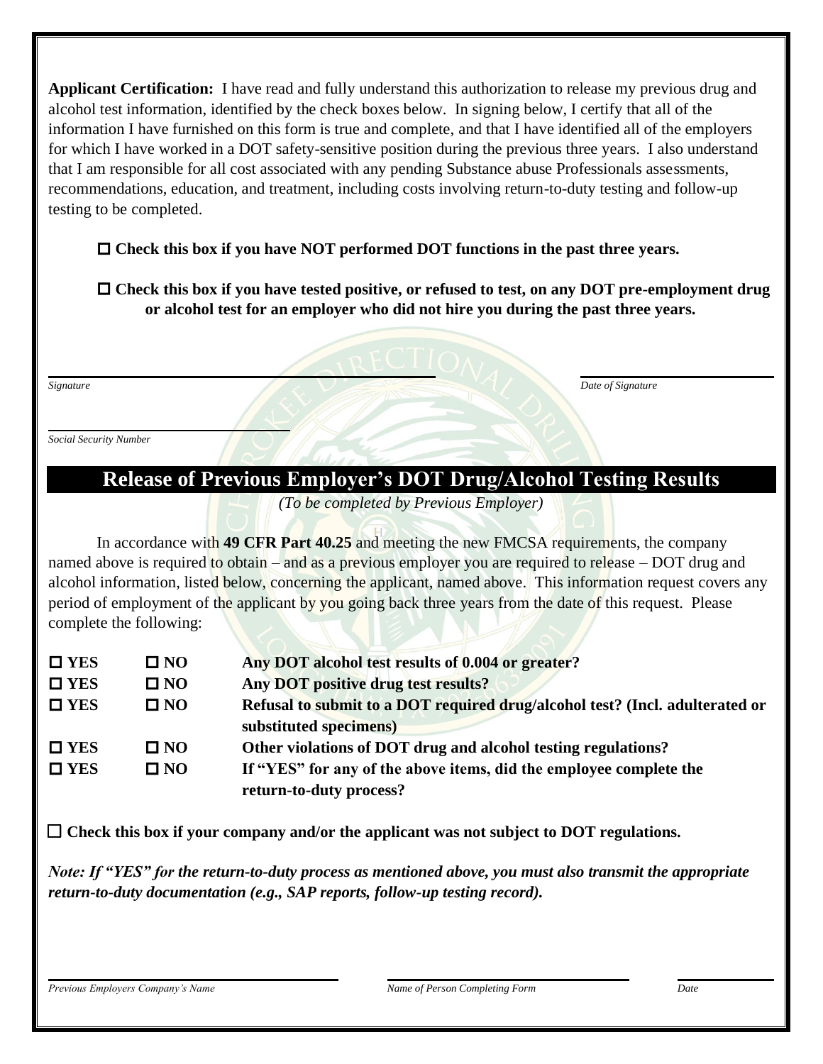**Applicant Certification:** I have read and fully understand this authorization to release my previous drug and alcohol test information, identified by the check boxes below. In signing below, I certify that all of the information I have furnished on this form is true and complete, and that I have identified all of the employers for which I have worked in a DOT safety-sensitive position during the previous three years. I also understand that I am responsible for all cost associated with any pending Substance abuse Professionals assessments, recommendations, education, and treatment, including costs involving return-to-duty testing and follow-up testing to be completed.

☐ **Check this box if you have NOT performed DOT functions in the past three years.**

☐ **Check this box if you have tested positive, or refused to test, on any DOT pre-employment drug or alcohol test for an employer who did not hire you during the past three years.**

_Signature_ &nbsp;&nbsp;&nbsp;&nbsp; _Date of Signature_

_Social Security Number_

## Release of Previous Employer's DOT Drug/Alcohol Testing Results

*(To be completed by Previous Employer)*

In accordance with **49 CFR Part 40.25** and meeting the new FMCSA requirements, the company named above is required to obtain – and as a previous employer you are required to release – DOT drug and alcohol information, listed below, concerning the applicant, named above. This information request covers any period of employment of the applicant by you going back three years from the date of this request. Please complete the following:

| | | |
|---|---|---|
| ☐ **YES** | ☐ **NO** | **Any DOT alcohol test results of 0.004 or greater?** |
| ☐ **YES** | ☐ **NO** | **Any DOT positive drug test results?** |
| ☐ **YES** | ☐ **NO** | **Refusal to submit to a DOT required drug/alcohol test? (Incl. adulterated or substituted specimens)** |
| ☐ **YES** | ☐ **NO** | **Other violations of DOT drug and alcohol testing regulations?** |
| ☐ **YES** | ☐ **NO** | **If "YES" for any of the above items, did the employee complete the return-to-duty process?** |

☐ **Check this box if your company and/or the applicant was not subject to DOT regulations.**

***Note: If "YES" for the return-to-duty process as mentioned above, you must also transmit the appropriate return-to-duty documentation (e.g., SAP reports, follow-up testing record).***

_Previous Employers Company's Name_ &nbsp;&nbsp;&nbsp;&nbsp; _Name of Person Completing Form_ &nbsp;&nbsp;&nbsp;&nbsp; _Date_